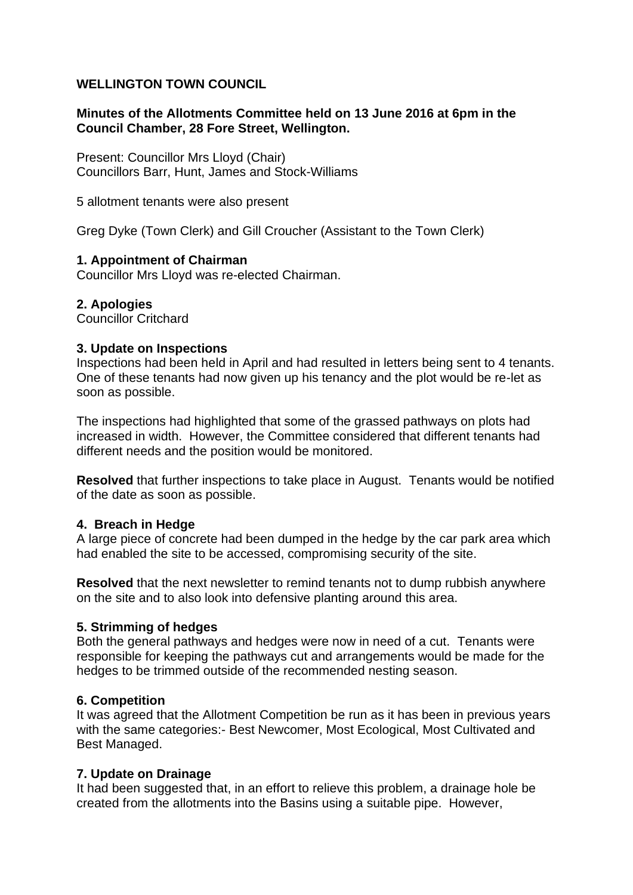**WELLINGTON TOWN COUNCIL**

**Minutes of the Allotments Committee held on 13 June 2016 at 6pm in the Council Chamber, 28 Fore Street, Wellington.**

Present: Councillor Mrs Lloyd (Chair)
Councillors Barr, Hunt, James and Stock-Williams

5 allotment tenants were also present

Greg Dyke (Town Clerk) and Gill Croucher (Assistant to the Town Clerk)

**1. Appointment of Chairman**
Councillor Mrs Lloyd was re-elected Chairman.

**2. Apologies**
Councillor Critchard

**3. Update on Inspections**
Inspections had been held in April and had resulted in letters being sent to 4 tenants. One of these tenants had now given up his tenancy and the plot would be re-let as soon as possible.

The inspections had highlighted that some of the grassed pathways on plots had increased in width. However, the Committee considered that different tenants had different needs and the position would be monitored.

**Resolved** that further inspections to take place in August. Tenants would be notified of the date as soon as possible.

**4. Breach in Hedge**
A large piece of concrete had been dumped in the hedge by the car park area which had enabled the site to be accessed, compromising security of the site.

**Resolved** that the next newsletter to remind tenants not to dump rubbish anywhere on the site and to also look into defensive planting around this area.

**5. Strimming of hedges**
Both the general pathways and hedges were now in need of a cut. Tenants were responsible for keeping the pathways cut and arrangements would be made for the hedges to be trimmed outside of the recommended nesting season.

**6. Competition**
It was agreed that the Allotment Competition be run as it has been in previous years with the same categories:- Best Newcomer, Most Ecological, Most Cultivated and Best Managed.

**7. Update on Drainage**
It had been suggested that, in an effort to relieve this problem, a drainage hole be created from the allotments into the Basins using a suitable pipe. However,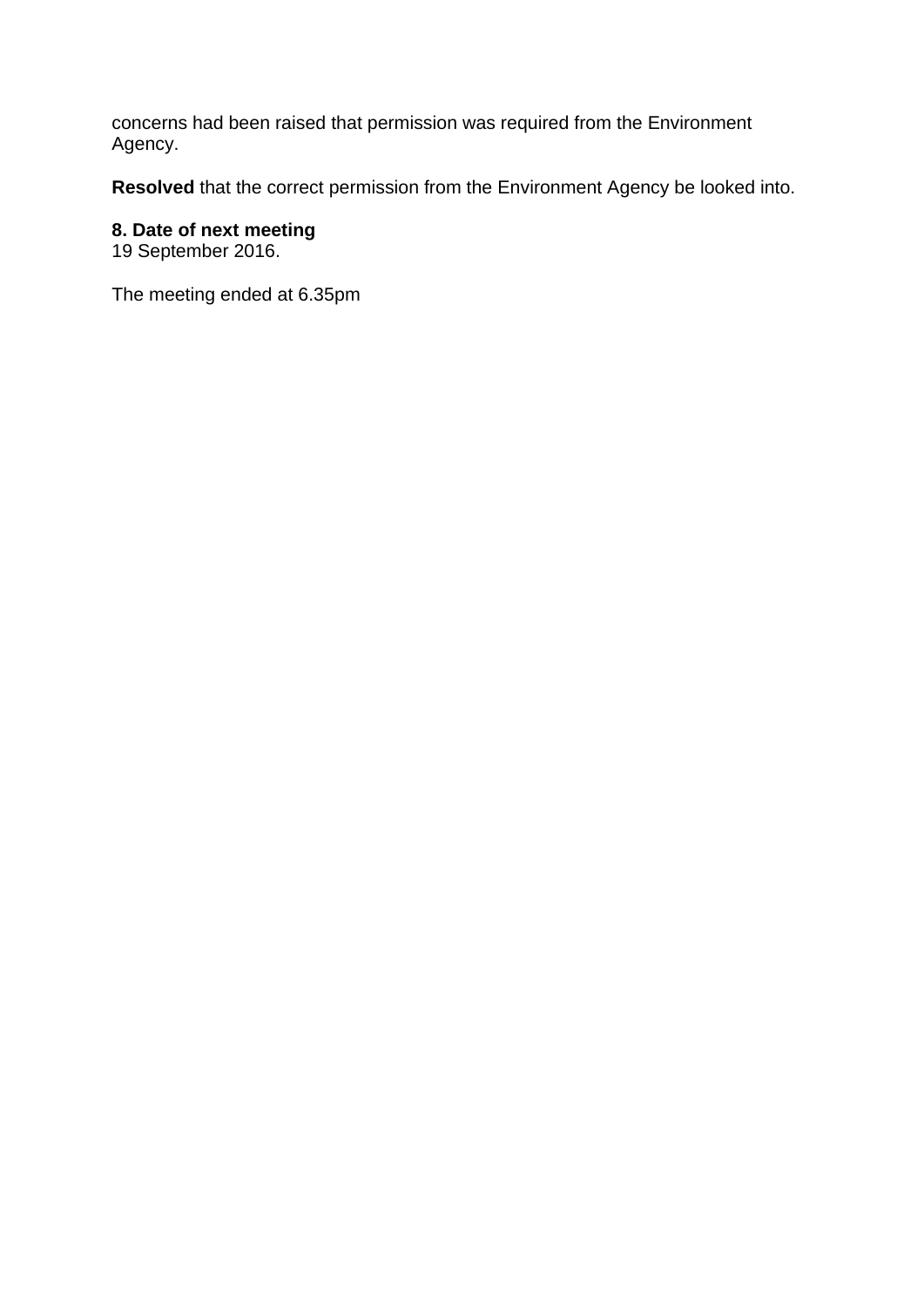concerns had been raised that permission was required from the Environment Agency.

**Resolved** that the correct permission from the Environment Agency be looked into.

**8. Date of next meeting**
19 September 2016.

The meeting ended at 6.35pm